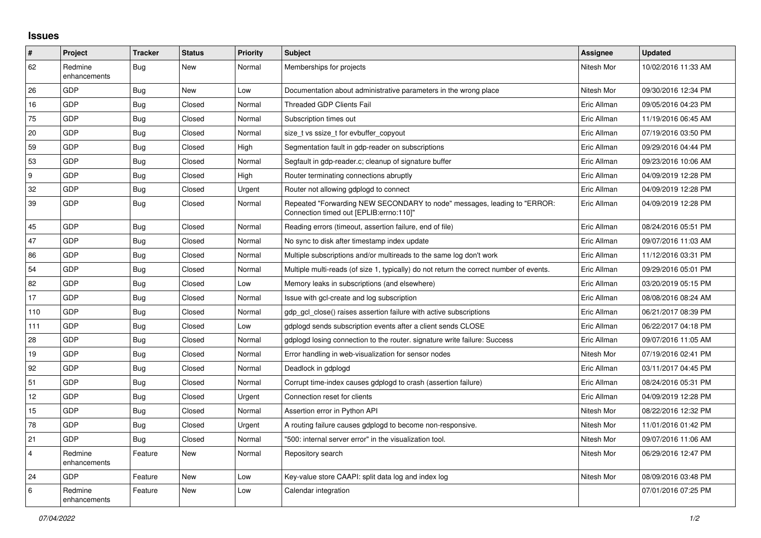## Issues

| # | Project | Tracker | Status | Priority | Subject | Assignee | Updated |
|---|---|---|---|---|---|---|---|
| 62 | Redmine enhancements | Bug | New | Normal | Memberships for projects | Nitesh Mor | 10/02/2016 11:33 AM |
| 26 | GDP | Bug | New | Low | Documentation about administrative parameters in the wrong place | Nitesh Mor | 09/30/2016 12:34 PM |
| 16 | GDP | Bug | Closed | Normal | Threaded GDP Clients Fail | Eric Allman | 09/05/2016 04:23 PM |
| 75 | GDP | Bug | Closed | Normal | Subscription times out | Eric Allman | 11/19/2016 06:45 AM |
| 20 | GDP | Bug | Closed | Normal | size_t vs ssize_t for evbuffer_copyout | Eric Allman | 07/19/2016 03:50 PM |
| 59 | GDP | Bug | Closed | High | Segmentation fault in gdp-reader on subscriptions | Eric Allman | 09/29/2016 04:44 PM |
| 53 | GDP | Bug | Closed | Normal | Segfault in gdp-reader.c; cleanup of signature buffer | Eric Allman | 09/23/2016 10:06 AM |
| 9 | GDP | Bug | Closed | High | Router terminating connections abruptly | Eric Allman | 04/09/2019 12:28 PM |
| 32 | GDP | Bug | Closed | Urgent | Router not allowing gdplogd to connect | Eric Allman | 04/09/2019 12:28 PM |
| 39 | GDP | Bug | Closed | Normal | Repeated "Forwarding NEW SECONDARY to node" messages, leading to "ERROR: Connection timed out [EPLIB:errno:110]" | Eric Allman | 04/09/2019 12:28 PM |
| 45 | GDP | Bug | Closed | Normal | Reading errors (timeout, assertion failure, end of file) | Eric Allman | 08/24/2016 05:51 PM |
| 47 | GDP | Bug | Closed | Normal | No sync to disk after timestamp index update | Eric Allman | 09/07/2016 11:03 AM |
| 86 | GDP | Bug | Closed | Normal | Multiple subscriptions and/or multireads to the same log don't work | Eric Allman | 11/12/2016 03:31 PM |
| 54 | GDP | Bug | Closed | Normal | Multiple multi-reads (of size 1, typically) do not return the correct number of events. | Eric Allman | 09/29/2016 05:01 PM |
| 82 | GDP | Bug | Closed | Low | Memory leaks in subscriptions (and elsewhere) | Eric Allman | 03/20/2019 05:15 PM |
| 17 | GDP | Bug | Closed | Normal | Issue with gcl-create and log subscription | Eric Allman | 08/08/2016 08:24 AM |
| 110 | GDP | Bug | Closed | Normal | gdp_gcl_close() raises assertion failure with active subscriptions | Eric Allman | 06/21/2017 08:39 PM |
| 111 | GDP | Bug | Closed | Low | gdplogd sends subscription events after a client sends CLOSE | Eric Allman | 06/22/2017 04:18 PM |
| 28 | GDP | Bug | Closed | Normal | gdplogd losing connection to the router. signature write failure: Success | Eric Allman | 09/07/2016 11:05 AM |
| 19 | GDP | Bug | Closed | Normal | Error handling in web-visualization for sensor nodes | Nitesh Mor | 07/19/2016 02:41 PM |
| 92 | GDP | Bug | Closed | Normal | Deadlock in gdplogd | Eric Allman | 03/11/2017 04:45 PM |
| 51 | GDP | Bug | Closed | Normal | Corrupt time-index causes gdplogd to crash (assertion failure) | Eric Allman | 08/24/2016 05:31 PM |
| 12 | GDP | Bug | Closed | Urgent | Connection reset for clients | Eric Allman | 04/09/2019 12:28 PM |
| 15 | GDP | Bug | Closed | Normal | Assertion error in Python API | Nitesh Mor | 08/22/2016 12:32 PM |
| 78 | GDP | Bug | Closed | Urgent | A routing failure causes gdplogd to become non-responsive. | Nitesh Mor | 11/01/2016 01:42 PM |
| 21 | GDP | Bug | Closed | Normal | "500: internal server error" in the visualization tool. | Nitesh Mor | 09/07/2016 11:06 AM |
| 4 | Redmine enhancements | Feature | New | Normal | Repository search | Nitesh Mor | 06/29/2016 12:47 PM |
| 24 | GDP | Feature | New | Low | Key-value store CAAPI: split data log and index log | Nitesh Mor | 08/09/2016 03:48 PM |
| 6 | Redmine enhancements | Feature | New | Low | Calendar integration | | 07/01/2016 07:25 PM |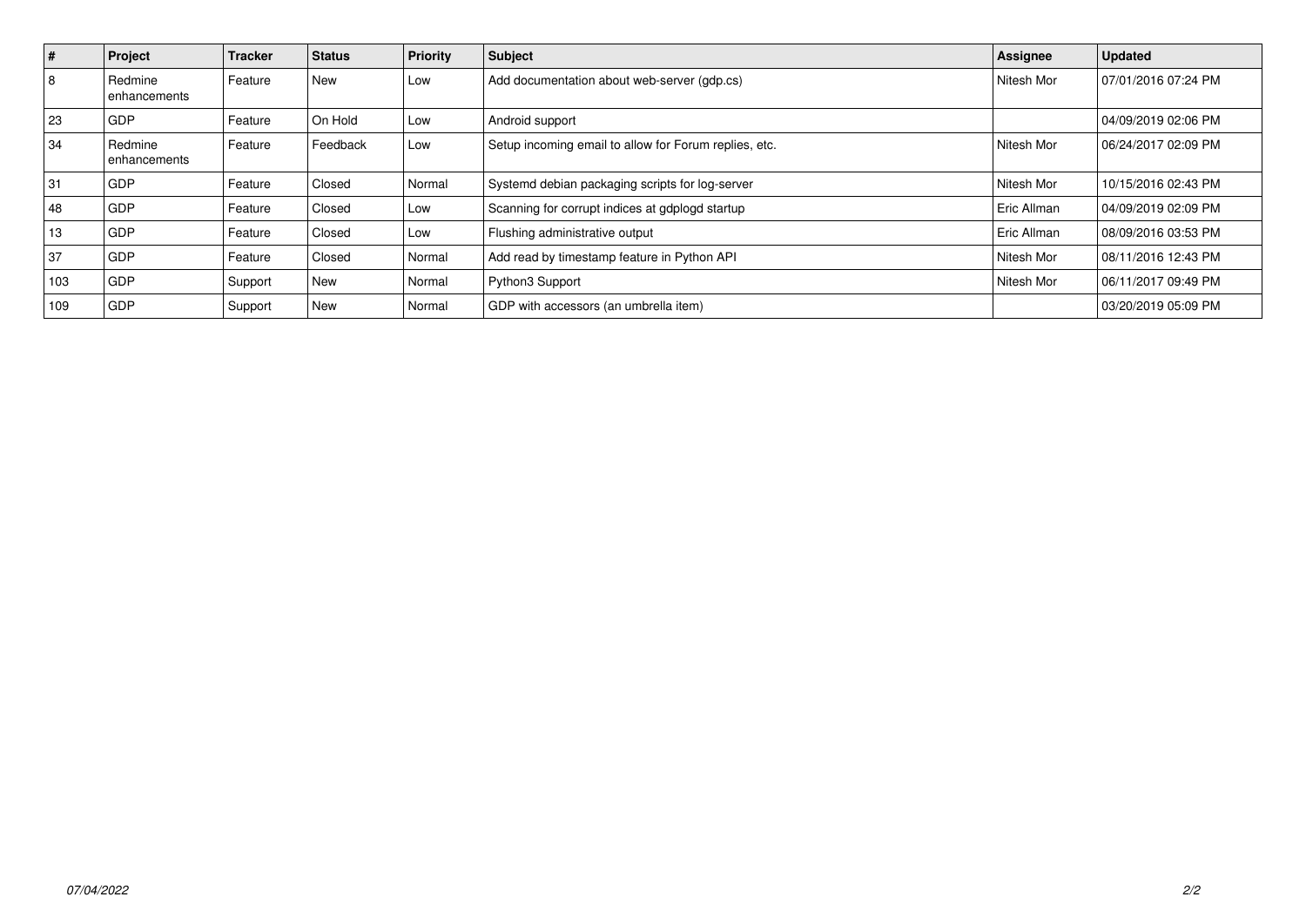| # | Project | Tracker | Status | Priority | Subject | Assignee | Updated |
|---|---|---|---|---|---|---|---|
| 8 | Redmine enhancements | Feature | New | Low | Add documentation about web-server (gdp.cs) | Nitesh Mor | 07/01/2016 07:24 PM |
| 23 | GDP | Feature | On Hold | Low | Android support | | 04/09/2019 02:06 PM |
| 34 | Redmine enhancements | Feature | Feedback | Low | Setup incoming email to allow for Forum replies, etc. | Nitesh Mor | 06/24/2017 02:09 PM |
| 31 | GDP | Feature | Closed | Normal | Systemd debian packaging scripts for log-server | Nitesh Mor | 10/15/2016 02:43 PM |
| 48 | GDP | Feature | Closed | Low | Scanning for corrupt indices at gdplogd startup | Eric Allman | 04/09/2019 02:09 PM |
| 13 | GDP | Feature | Closed | Low | Flushing administrative output | Eric Allman | 08/09/2016 03:53 PM |
| 37 | GDP | Feature | Closed | Normal | Add read by timestamp feature in Python API | Nitesh Mor | 08/11/2016 12:43 PM |
| 103 | GDP | Support | New | Normal | Python3 Support | Nitesh Mor | 06/11/2017 09:49 PM |
| 109 | GDP | Support | New | Normal | GDP with accessors (an umbrella item) | | 03/20/2019 05:09 PM |

*07/04/2022*